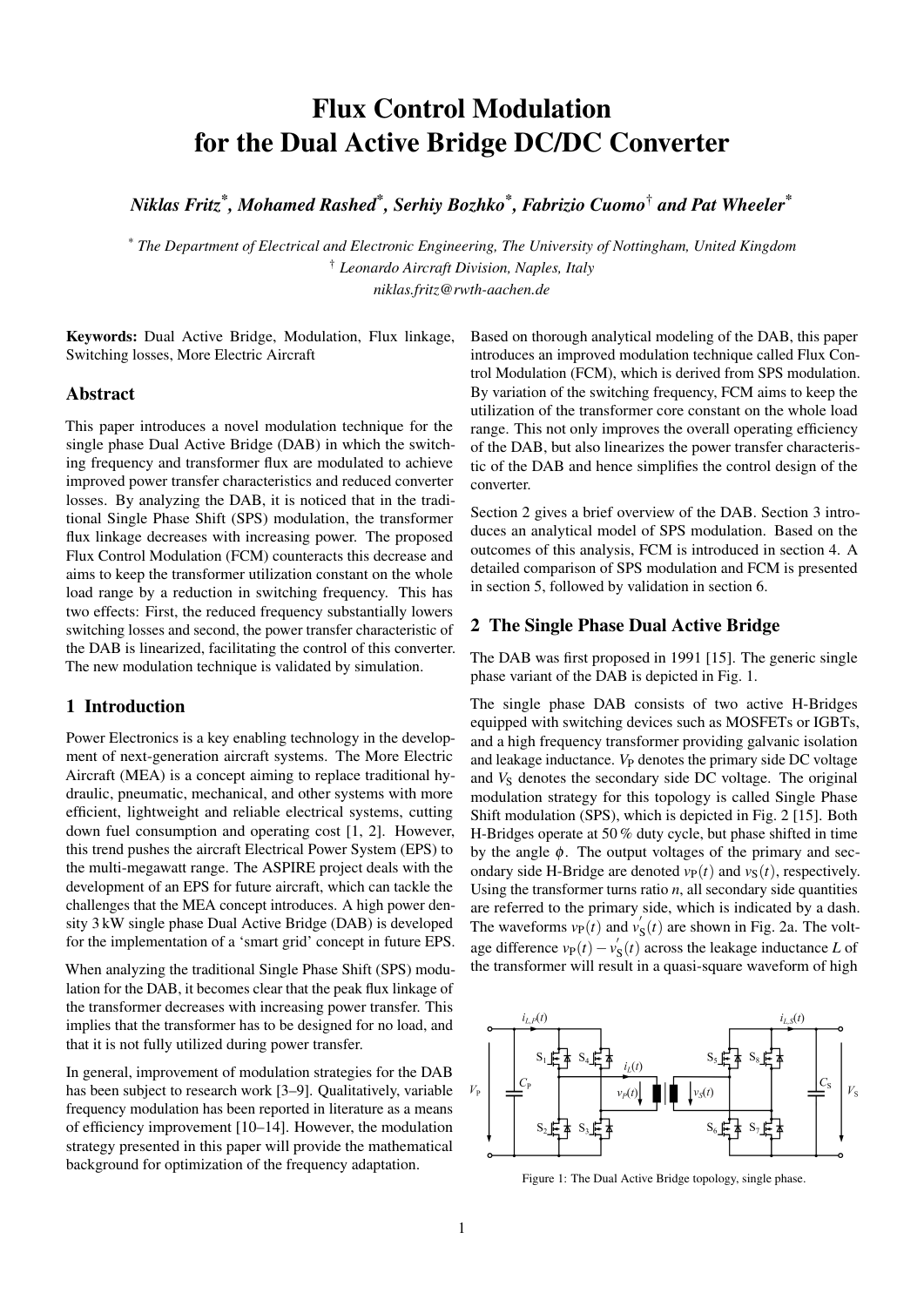# Flux Control Modulation for the Dual Active Bridge DC/DC Converter

***Niklas Fritz*[\*]*, Mohamed Rashed*[\*]*, Serhiy Bozhko*[\*]*, Fabrizio Cuomo*[†] *and Pat Wheeler*[\*]***

[\*] *The Department of Electrical and Electronic Engineering, The University of Nottingham, United Kingdom*
[†] *Leonardo Aircraft Division, Naples, Italy*
*niklas.fritz@rwth-aachen.de*

**Keywords:** Dual Active Bridge, Modulation, Flux linkage, Switching losses, More Electric Aircraft

## Abstract

This paper introduces a novel modulation technique for the single phase Dual Active Bridge (DAB) in which the switching frequency and transformer flux are modulated to achieve improved power transfer characteristics and reduced converter losses. By analyzing the DAB, it is noticed that in the traditional Single Phase Shift (SPS) modulation, the transformer flux linkage decreases with increasing power. The proposed Flux Control Modulation (FCM) counteracts this decrease and aims to keep the transformer utilization constant on the whole load range by a reduction in switching frequency. This has two effects: First, the reduced frequency substantially lowers switching losses and second, the power transfer characteristic of the DAB is linearized, facilitating the control of this converter. The new modulation technique is validated by simulation.

## 1 Introduction

Power Electronics is a key enabling technology in the development of next-generation aircraft systems. The More Electric Aircraft (MEA) is a concept aiming to replace traditional hydraulic, pneumatic, mechanical, and other systems with more efficient, lightweight and reliable electrical systems, cutting down fuel consumption and operating cost [1, 2]. However, this trend pushes the aircraft Electrical Power System (EPS) to the multi-megawatt range. The ASPIRE project deals with the development of an EPS for future aircraft, which can tackle the challenges that the MEA concept introduces. A high power density 3 kW single phase Dual Active Bridge (DAB) is developed for the implementation of a 'smart grid' concept in future EPS.

When analyzing the traditional Single Phase Shift (SPS) modulation for the DAB, it becomes clear that the peak flux linkage of the transformer decreases with increasing power transfer. This implies that the transformer has to be designed for no load, and that it is not fully utilized during power transfer.

In general, improvement of modulation strategies for the DAB has been subject to research work [3–9]. Qualitatively, variable frequency modulation has been reported in literature as a means of efficiency improvement [10–14]. However, the modulation strategy presented in this paper will provide the mathematical background for optimization of the frequency adaptation.

Based on thorough analytical modeling of the DAB, this paper introduces an improved modulation technique called Flux Control Modulation (FCM), which is derived from SPS modulation. By variation of the switching frequency, FCM aims to keep the utilization of the transformer core constant on the whole load range. This not only improves the overall operating efficiency of the DAB, but also linearizes the power transfer characteristic of the DAB and hence simplifies the control design of the converter.

Section 2 gives a brief overview of the DAB. Section 3 introduces an analytical model of SPS modulation. Based on the outcomes of this analysis, FCM is introduced in section 4. A detailed comparison of SPS modulation and FCM is presented in section 5, followed by validation in section 6.

## 2 The Single Phase Dual Active Bridge

The DAB was first proposed in 1991 [15]. The generic single phase variant of the DAB is depicted in Fig. 1.

The single phase DAB consists of two active H-Bridges equipped with switching devices such as MOSFETs or IGBTs, and a high frequency transformer providing galvanic isolation and leakage inductance. $V_P$ denotes the primary side DC voltage and $V_S$ denotes the secondary side DC voltage. The original modulation strategy for this topology is called Single Phase Shift modulation (SPS), which is depicted in Fig. 2 [15]. Both H-Bridges operate at 50 % duty cycle, but phase shifted in time by the angle $\phi$. The output voltages of the primary and secondary side H-Bridge are denoted $v_P(t)$ and $v_S(t)$, respectively. Using the transformer turns ratio $n$, all secondary side quantities are referred to the primary side, which is indicated by a dash. The waveforms $v_P(t)$ and $v_S'(t)$ are shown in Fig. 2a. The voltage difference $v_P(t) - v_S'(t)$ across the leakage inductance $L$ of the transformer will result in a quasi-square waveform of high

Figure 1: The Dual Active Bridge topology, single phase.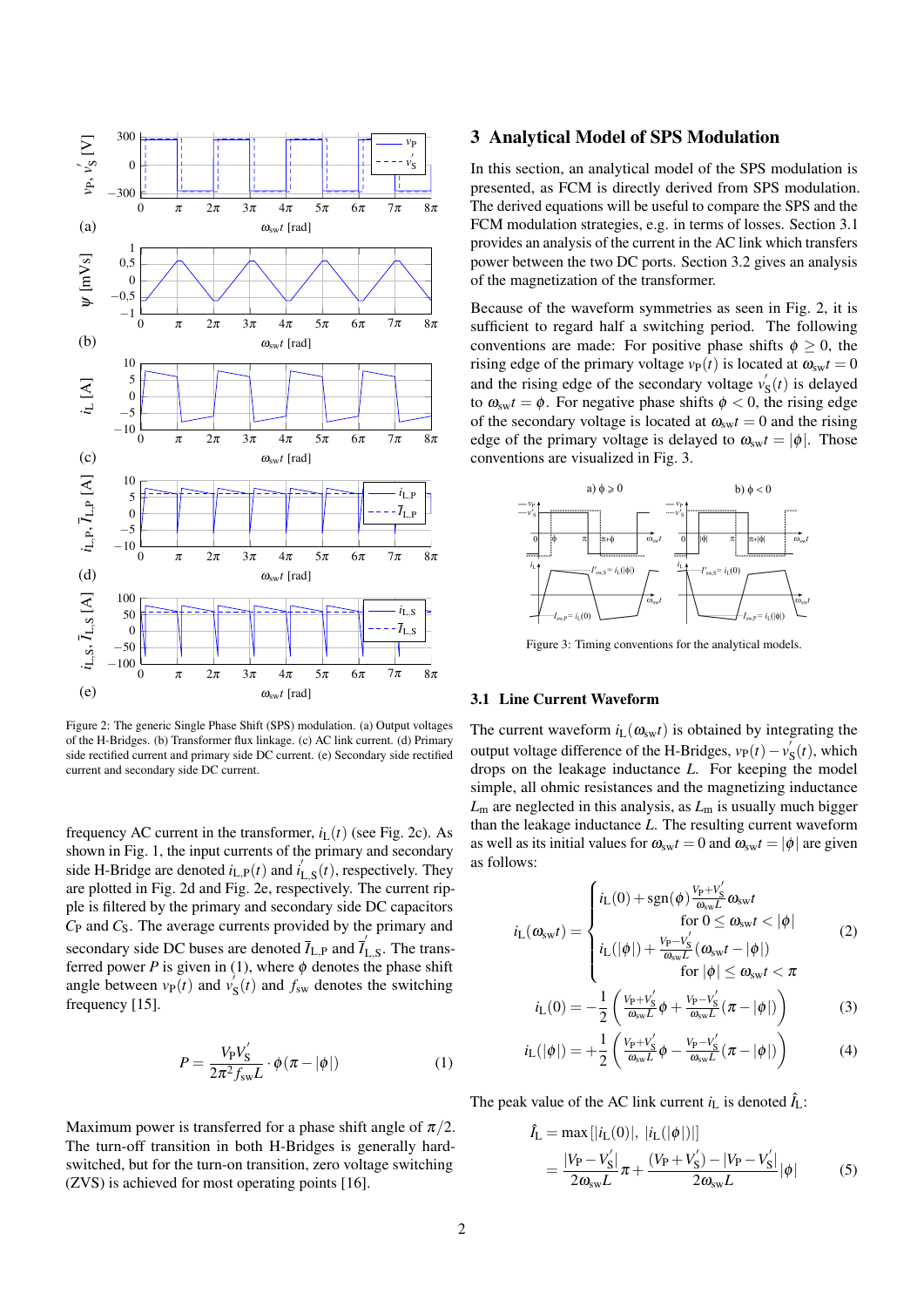Figure 2: The generic Single Phase Shift (SPS) modulation. (a) Output voltages of the H-Bridges. (b) Transformer flux linkage. (c) AC link current. (d) Primary side rectified current and primary side DC current. (e) Secondary side rectified current and secondary side DC current.

frequency AC current in the transformer, $i_L(t)$ (see Fig. 2c). As shown in Fig. 1, the input currents of the primary and secondary side H-Bridge are denoted $i_{L,P}(t)$ and $i'_{L,S}(t)$, respectively. They are plotted in Fig. 2d and Fig. 2e, respectively. The current ripple is filtered by the primary and secondary side DC capacitors $C_P$ and $C_S$. The average currents provided by the primary and secondary side DC buses are denoted $\bar{I}_{L,P}$ and $\bar{I}'_{L,S}$. The transferred power $P$ is given in (1), where $\phi$ denotes the phase shift angle between $v_P(t)$ and $v'_S(t)$ and $f_{sw}$ denotes the switching frequency [15].

$$P = \frac{V_P V'_S}{2\pi^2 f_{sw} L} \cdot \phi(\pi - |\phi|) \tag{1}$$

Maximum power is transferred for a phase shift angle of $\pi/2$. The turn-off transition in both H-Bridges is generally hard-switched, but for the turn-on transition, zero voltage switching (ZVS) is achieved for most operating points [16].

## 3 Analytical Model of SPS Modulation

In this section, an analytical model of the SPS modulation is presented, as FCM is directly derived from SPS modulation. The derived equations will be useful to compare the SPS and the FCM modulation strategies, e.g. in terms of losses. Section 3.1 provides an analysis of the current in the AC link which transfers power between the two DC ports. Section 3.2 gives an analysis of the magnetization of the transformer.

Because of the waveform symmetries as seen in Fig. 2, it is sufficient to regard half a switching period. The following conventions are made: For positive phase shifts $\phi \geq 0$, the rising edge of the primary voltage $v_P(t)$ is located at $\omega_{sw}t = 0$ and the rising edge of the secondary voltage $v'_S(t)$ is delayed to $\omega_{sw}t = \phi$. For negative phase shifts $\phi < 0$, the rising edge of the secondary voltage is located at $\omega_{sw}t = 0$ and the rising edge of the primary voltage is delayed to $\omega_{sw}t = |\phi|$. Those conventions are visualized in Fig. 3.

Figure 3: Timing conventions for the analytical models.

### 3.1 Line Current Waveform

The current waveform $i_L(\omega_{sw}t)$ is obtained by integrating the output voltage difference of the H-Bridges, $v_P(t) - v'_S(t)$, which drops on the leakage inductance $L$. For keeping the model simple, all ohmic resistances and the magnetizing inductance $L_m$ are neglected in this analysis, as $L_m$ is usually much bigger than the leakage inductance $L$. The resulting current waveform as well as its initial values for $\omega_{sw}t = 0$ and $\omega_{sw}t = |\phi|$ are given as follows:

$$i_L(\omega_{sw}t) = \begin{cases} i_L(0) + \mathrm{sgn}(\phi)\frac{V_P + V'_S}{\omega_{sw}L}\omega_{sw}t & \text{for } 0 \leq \omega_{sw}t < |\phi| \\ i_L(|\phi|) + \frac{V_P - V'_S}{\omega_{sw}L}(\omega_{sw}t - |\phi|) & \text{for } |\phi| \leq \omega_{sw}t < \pi \end{cases} \tag{2}$$

$$i_L(0) = -\frac{1}{2}\left(\frac{V_P + V'_S}{\omega_{sw}L}\phi + \frac{V_P - V'_S}{\omega_{sw}L}(\pi - |\phi|)\right) \tag{3}$$

$$i_L(|\phi|) = +\frac{1}{2}\left(\frac{V_P + V'_S}{\omega_{sw}L}\phi - \frac{V_P - V'_S}{\omega_{sw}L}(\pi - |\phi|)\right) \tag{4}$$

The peak value of the AC link current $i_L$ is denoted $\hat{I}_L$:

$$\begin{aligned} \hat{I}_L &= \max\left[|i_L(0)|,\ |i_L(|\phi|)|\right] \\ &= \frac{|V_P - V'_S|}{2\omega_{sw}L}\pi + \frac{(V_P + V'_S) - |V_P - V'_S|}{2\omega_{sw}L}|\phi| \end{aligned} \tag{5}$$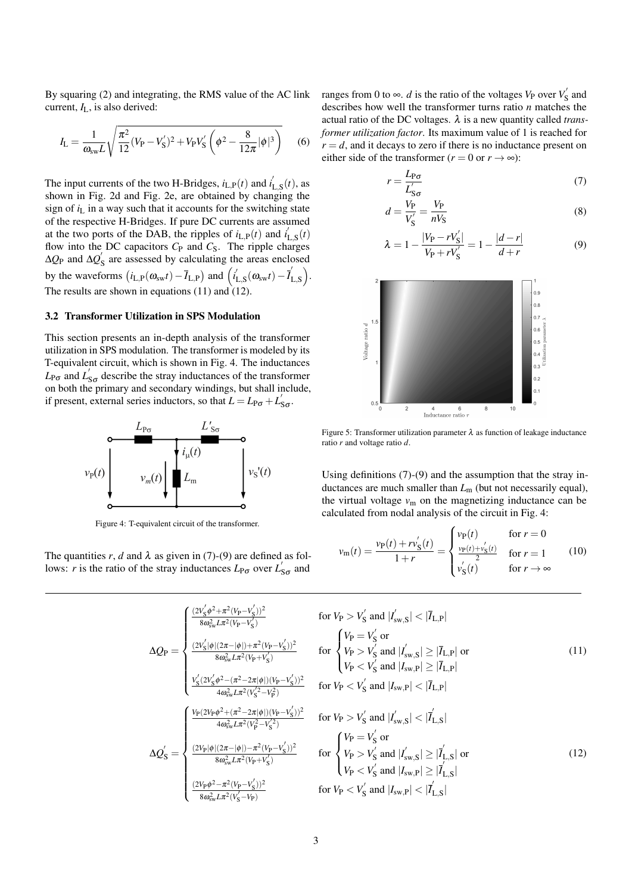By squaring (2) and integrating, the RMS value of the AC link current, $I_L$, is also derived:

$$I_L = \frac{1}{\omega_{sw} L} \sqrt{\frac{\pi^2}{12}(V_P - V_S')^2 + V_P V_S' \left(\phi^2 - \frac{8}{12\pi}|\phi|^3\right)} \quad (6)$$

The input currents of the two H-Bridges, $i_{L,P}(t)$ and $i_{L,S}'(t)$, as shown in Fig. 2d and Fig. 2e, are obtained by changing the sign of $i_L$ in a way such that it accounts for the switching state of the respective H-Bridges. If pure DC currents are assumed at the two ports of the DAB, the ripples of $i_{L,P}(t)$ and $i_{L,S}'(t)$ flow into the DC capacitors $C_P$ and $C_S$. The ripple charges $\Delta Q_P$ and $\Delta Q_S'$ are assessed by calculating the areas enclosed by the waveforms $\left(i_{L,P}(\omega_{sw}t) - \bar{I}_{L,P}\right)$ and $\left(i_{L,S}'(\omega_{sw}t) - \bar{I}_{L,S}'\right)$. The results are shown in equations (11) and (12).

### 3.2 Transformer Utilization in SPS Modulation

This section presents an in-depth analysis of the transformer utilization in SPS modulation. The transformer is modeled by its T-equivalent circuit, which is shown in Fig. 4. The inductances $L_{P\sigma}$ and $L_{S\sigma}'$ describe the stray inductances of the transformer on both the primary and secondary windings, but shall include, if present, external series inductors, so that $L = L_{P\sigma} + L_{S\sigma}'$.

Figure 4: T-equivalent circuit of the transformer.

The quantities $r$, $d$ and $\lambda$ as given in (7)-(9) are defined as follows: $r$ is the ratio of the stray inductances $L_{P\sigma}$ over $L_{S\sigma}'$ and ranges from 0 to $\infty$. $d$ is the ratio of the voltages $V_P$ over $V_S'$ and describes how well the transformer turns ratio $n$ matches the actual ratio of the DC voltages. $\lambda$ is a new quantity called *transformer utilization factor*. Its maximum value of 1 is reached for $r = d$, and it decays to zero if there is no inductance present on either side of the transformer ($r = 0$ or $r \to \infty$):

$$r = \frac{L_{P\sigma}}{L_{S\sigma}'} \quad (7)$$

$$d = \frac{V_P}{V_S'} = \frac{V_P}{nV_S} \quad (8)$$

$$\lambda = 1 - \frac{|V_P - rV_S'|}{V_P + rV_S'} = 1 - \frac{|d - r|}{d + r} \quad (9)$$

Figure 5: Transformer utilization parameter $\lambda$ as function of leakage inductance ratio $r$ and voltage ratio $d$.

Using definitions (7)-(9) and the assumption that the stray inductances are much smaller than $L_m$ (but not necessarily equal), the virtual voltage $v_m$ on the magnetizing inductance can be calculated from nodal analysis of the circuit in Fig. 4:

$$v_m(t) = \frac{v_P(t) + rv_S'(t)}{1 + r} = \begin{cases} v_P(t) & \text{for } r = 0 \\ \frac{v_P(t) + v_S'(t)}{2} & \text{for } r = 1 \\ v_S'(t) & \text{for } r \to \infty \end{cases} \quad (10)$$

$$\Delta Q_P = \begin{cases} \frac{(2V_S'\phi^2 + \pi^2(V_P - V_S'))^2}{8\omega_{sw}^2 L\pi^2(V_P - V_S')} & \text{for } V_P > V_S' \text{ and } |I_{sw,S}'| < |\bar{I}_{L,P}| \\ \frac{(2V_S'|\phi|(2\pi - |\phi|) + \pi^2(V_P - V_S'))^2}{8\omega_{sw}^2 L\pi^2(V_P + V_S')} & \text{for } \begin{cases} V_P = V_S' \text{ or} \\ V_P > V_S' \text{ and } |I_{sw,S}'| \geq |\bar{I}_{L,P}| \text{ or} \\ V_P < V_S' \text{ and } |I_{sw,P}| \geq |\bar{I}_{L,P}| \end{cases} \\ \frac{V_S'(2V_S'\phi^2 - (\pi^2 - 2\pi|\phi|)(V_P - V_S'))^2}{4\omega_{sw}^2 L\pi^2(V_S'^2 - V_P^2)} & \text{for } V_P < V_S' \text{ and } |I_{sw,P}| < |\bar{I}_{L,P}| \end{cases} \quad (11)$$

$$\Delta Q_S' = \begin{cases} \frac{V_P(2V_P\phi^2 + (\pi^2 - 2\pi|\phi|)(V_P - V_S'))^2}{4\omega_{sw}^2 L\pi^2(V_P^2 - V_S'^2)} & \text{for } V_P > V_S' \text{ and } |I_{sw,S}'| < |\bar{I}_{L,S}'| \\ \frac{(2V_P|\phi|(2\pi - |\phi|) - \pi^2(V_P - V_S'))^2}{8\omega_{sw}^2 L\pi^2(V_P + V_S')} & \text{for } \begin{cases} V_P = V_S' \text{ or} \\ V_P > V_S' \text{ and } |I_{sw,S}'| \geq |\bar{I}_{L,S}'| \text{ or} \\ V_P < V_S' \text{ and } |I_{sw,P}| \geq |\bar{I}_{L,S}'| \end{cases} \\ \frac{(2V_P\phi^2 - \pi^2(V_P - V_S'))^2}{8\omega_{sw}^2 L\pi^2(V_S' - V_P)} & \text{for } V_P < V_S' \text{ and } |I_{sw,P}| < |\bar{I}_{L,S}'| \end{cases} \quad (12)$$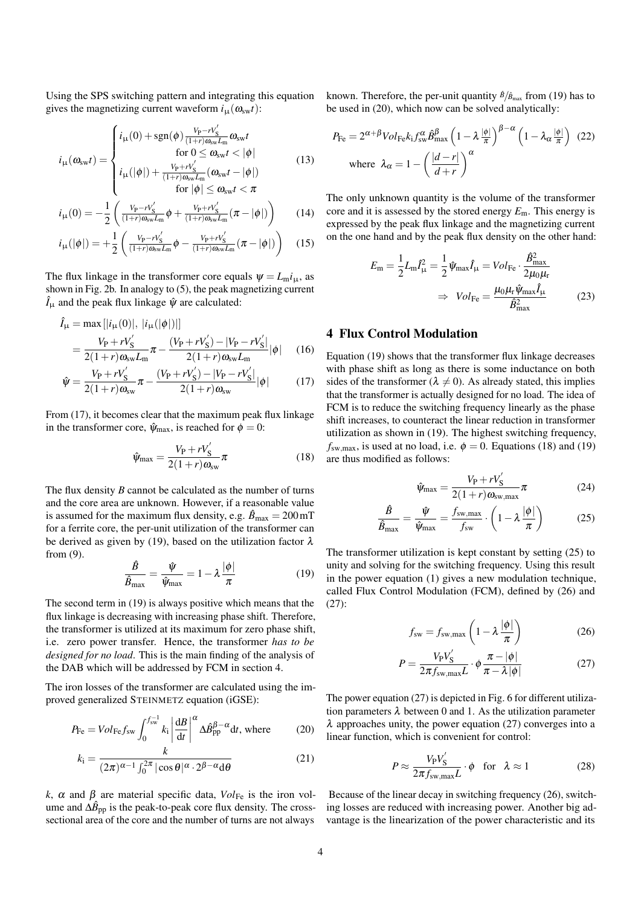Using the SPS switching pattern and integrating this equation gives the magnetizing current waveform $i_\mu(\omega_{sw}t)$:

$$i_\mu(\omega_{sw}t) = \begin{cases} i_\mu(0) + \mathrm{sgn}(\phi)\frac{V_P - rV_S'}{(1+r)\omega_{sw}L_m}\omega_{sw}t \\ \quad \text{for } 0 \le \omega_{sw}t < |\phi| \\ i_\mu(|\phi|) + \frac{V_P + rV_S'}{(1+r)\omega_{sw}L_m}(\omega_{sw}t - |\phi|) \\ \quad \text{for } |\phi| \le \omega_{sw}t < \pi \end{cases} \tag{13}$$

$$i_\mu(0) = -\frac{1}{2}\left(\frac{V_P - rV_S'}{(1+r)\omega_{sw}L_m}\phi + \frac{V_P + rV_S'}{(1+r)\omega_{sw}L_m}(\pi - |\phi|)\right) \tag{14}$$

$$i_\mu(|\phi|) = +\frac{1}{2}\left(\frac{V_P - rV_S'}{(1+r)\omega_{sw}L_m}\phi - \frac{V_P + rV_S'}{(1+r)\omega_{sw}L_m}(\pi - |\phi|)\right) \tag{15}$$

The flux linkage in the transformer core equals $\psi = L_m i_\mu$, as shown in Fig. 2b. In analogy to (5), the peak magnetizing current $\hat{I}_\mu$ and the peak flux linkage $\hat{\psi}$ are calculated:

$$\begin{aligned} \hat{I}_\mu &= \max\left[|i_\mu(0)|,\ |i_\mu(|\phi|)|\right] \\ &= \frac{V_P + rV_S'}{2(1+r)\omega_{sw}L_m}\pi - \frac{(V_P + rV_S') - |V_P - rV_S'|}{2(1+r)\omega_{sw}L_m}|\phi| \end{aligned} \tag{16}$$

$$\hat{\psi} = \frac{V_P + rV_S'}{2(1+r)\omega_{sw}}\pi - \frac{(V_P + rV_S') - |V_P - rV_S'|}{2(1+r)\omega_{sw}}|\phi| \tag{17}$$

From (17), it becomes clear that the maximum peak flux linkage in the transformer core, $\hat{\psi}_{max}$, is reached for $\phi = 0$:

$$\hat{\psi}_{max} = \frac{V_P + rV_S'}{2(1+r)\omega_{sw}}\pi \tag{18}$$

The flux density $B$ cannot be calculated as the number of turns and the core area are unknown. However, if a reasonable value is assumed for the maximum flux density, e.g. $\hat{B}_{max} = 200\,\mathrm{mT}$ for a ferrite core, the per-unit utilization of the transformer can be derived as given by (19), based on the utilization factor $\lambda$ from (9).

$$\frac{\hat{B}}{\hat{B}_{max}} = \frac{\hat{\psi}}{\hat{\psi}_{max}} = 1 - \lambda\frac{|\phi|}{\pi} \tag{19}$$

The second term in (19) is always positive which means that the flux linkage is decreasing with increasing phase shift. Therefore, the transformer is utilized at its maximum for zero phase shift, i.e. zero power transfer. Hence, the transformer *has to be designed for no load*. This is the main finding of the analysis of the DAB which will be addressed by FCM in section 4.

The iron losses of the transformer are calculated using the improved generalized STEINMETZ equation (iGSE):

$$P_{Fe} = Vol_{Fe} f_{sw} \int_0^{f_{sw}^{-1}} k_i \left|\frac{dB}{dt}\right|^\alpha \Delta\hat{B}_{pp}^{\beta-\alpha} dt, \text{ where} \tag{20}$$

$$k_i = \frac{k}{(2\pi)^{\alpha-1}\int_0^{2\pi}|\cos\theta|^\alpha \cdot 2^{\beta-\alpha} d\theta} \tag{21}$$

$k$, $\alpha$ and $\beta$ are material specific data, $Vol_{Fe}$ is the iron volume and $\Delta\hat{B}_{pp}$ is the peak-to-peak core flux density. The cross-sectional area of the core and the number of turns are not always known. Therefore, the per-unit quantity $\hat{B}/\hat{B}_{max}$ from (19) has to be used in (20), which now can be solved analytically:

$$P_{Fe} = 2^{\alpha+\beta} Vol_{Fe} k_i f_{sw}^\alpha \hat{B}_{max}^\beta \left(1 - \lambda\frac{|\phi|}{\pi}\right)^{\beta-\alpha}\left(1 - \lambda_\alpha\frac{|\phi|}{\pi}\right) \tag{22}$$

$$\text{where } \lambda_\alpha = 1 - \left(\frac{|d-r|}{d+r}\right)^\alpha$$

The only unknown quantity is the volume of the transformer core and it is assessed by the stored energy $E_m$. This energy is expressed by the peak flux linkage and the magnetizing current on the one hand and by the peak flux density on the other hand:

$$E_m = \frac{1}{2}L_m\hat{I}_\mu^2 = \frac{1}{2}\hat{\psi}_{max}\hat{I}_\mu = Vol_{Fe}\cdot\frac{\hat{B}_{max}^2}{2\mu_0\mu_r}$$
$$\Rightarrow\ Vol_{Fe} = \frac{\mu_0\mu_r\hat{\psi}_{max}\hat{I}_\mu}{\hat{B}_{max}^2} \tag{23}$$

## 4 Flux Control Modulation

Equation (19) shows that the transformer flux linkage decreases with phase shift as long as there is some inductance on both sides of the transformer ($\lambda \neq 0$). As already stated, this implies that the transformer is actually designed for no load. The idea of FCM is to reduce the switching frequency linearly as the phase shift increases, to counteract the linear reduction in transformer utilization as shown in (19). The highest switching frequency, $f_{sw,max}$, is used at no load, i.e. $\phi = 0$. Equations (18) and (19) are thus modified as follows:

$$\hat{\psi}_{max} = \frac{V_P + rV_S'}{2(1+r)\omega_{sw,max}}\pi \tag{24}$$

$$\frac{\hat{B}}{\hat{B}_{max}} = \frac{\hat{\psi}}{\hat{\psi}_{max}} = \frac{f_{sw,max}}{f_{sw}}\cdot\left(1 - \lambda\frac{|\phi|}{\pi}\right) \tag{25}$$

The transformer utilization is kept constant by setting (25) to unity and solving for the switching frequency. Using this result in the power equation (1) gives a new modulation technique, called Flux Control Modulation (FCM), defined by (26) and (27):

$$f_{sw} = f_{sw,max}\left(1 - \lambda\frac{|\phi|}{\pi}\right) \tag{26}$$

$$P = \frac{V_P V_S'}{2\pi f_{sw,max} L}\cdot\phi\,\frac{\pi - |\phi|}{\pi - \lambda|\phi|} \tag{27}$$

The power equation (27) is depicted in Fig. 6 for different utilization parameters $\lambda$ between 0 and 1. As the utilization parameter $\lambda$ approaches unity, the power equation (27) converges into a linear function, which is convenient for control:

$$P \approx \frac{V_P V_S'}{2\pi f_{sw,max} L}\cdot\phi \quad \text{for} \quad \lambda \approx 1 \tag{28}$$

Because of the linear decay in switching frequency (26), switching losses are reduced with increasing power. Another big advantage is the linearization of the power characteristic and its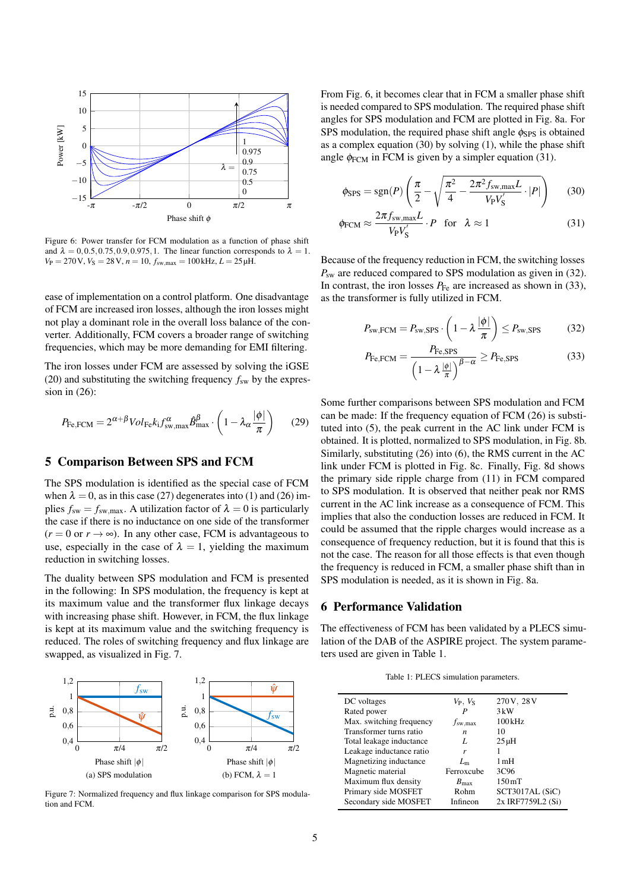Figure 6: Power transfer for FCM modulation as a function of phase shift and $\lambda = 0, 0.5, 0.75, 0.9, 0.975, 1$. The linear function corresponds to $\lambda = 1$. $V_P = 270\,\text{V}$, $V_S = 28\,\text{V}$, $n = 10$, $f_{\text{sw,max}} = 100\,\text{kHz}$, $L = 25\,\mu\text{H}$.

ease of implementation on a control platform. One disadvantage of FCM are increased iron losses, although the iron losses might not play a dominant role in the overall loss balance of the converter. Additionally, FCM covers a broader range of switching frequencies, which may be more demanding for EMI filtering.

The iron losses under FCM are assessed by solving the iGSE (20) and substituting the switching frequency $f_{\text{sw}}$ by the expression in (26):

$$P_{\text{Fe,FCM}} = 2^{\alpha+\beta} Vol_{\text{Fe}} k_i f_{\text{sw,max}}^{\alpha} \hat{B}_{\text{max}}^{\beta} \cdot \left(1 - \lambda_\alpha \frac{|\phi|}{\pi}\right) \tag{29}$$

## 5 Comparison Between SPS and FCM

The SPS modulation is identified as the special case of FCM when $\lambda = 0$, as in this case (27) degenerates into (1) and (26) implies $f_{\text{sw}} = f_{\text{sw,max}}$. A utilization factor of $\lambda = 0$ is particularly the case if there is no inductance on one side of the transformer ($r = 0$ or $r \to \infty$). In any other case, FCM is advantageous to use, especially in the case of $\lambda = 1$, yielding the maximum reduction in switching losses.

The duality between SPS modulation and FCM is presented in the following: In SPS modulation, the frequency is kept at its maximum value and the transformer flux linkage decays with increasing phase shift. However, in FCM, the flux linkage is kept at its maximum value and the switching frequency is reduced. The roles of switching frequency and flux linkage are swapped, as visualized in Fig. 7.

(a) SPS modulation

(b) FCM, $\lambda = 1$

Figure 7: Normalized frequency and flux linkage comparison for SPS modulation and FCM.

From Fig. 6, it becomes clear that in FCM a smaller phase shift is needed compared to SPS modulation. The required phase shift angles for SPS modulation and FCM are plotted in Fig. 8a. For SPS modulation, the required phase shift angle $\phi_{\text{SPS}}$ is obtained as a complex equation (30) by solving (1), while the phase shift angle $\phi_{\text{FCM}}$ in FCM is given by a simpler equation (31).

$$\phi_{\text{SPS}} = \text{sgn}(P)\left(\frac{\pi}{2} - \sqrt{\frac{\pi^2}{4} - \frac{2\pi^2 f_{\text{sw,max}} L}{V_P V_S'} \cdot |P|}\right) \tag{30}$$

$$\phi_{\text{FCM}} \approx \frac{2\pi f_{\text{sw,max}} L}{V_P V_S'} \cdot P \quad \text{for} \quad \lambda \approx 1 \tag{31}$$

Because of the frequency reduction in FCM, the switching losses $P_{\text{sw}}$ are reduced compared to SPS modulation as given in (32). In contrast, the iron losses $P_{\text{Fe}}$ are increased as shown in (33), as the transformer is fully utilized in FCM.

$$P_{\text{sw,FCM}} = P_{\text{sw,SPS}} \cdot \left(1 - \lambda \frac{|\phi|}{\pi}\right) \leq P_{\text{sw,SPS}} \tag{32}$$

$$P_{\text{Fe,FCM}} = \frac{P_{\text{Fe,SPS}}}{\left(1 - \lambda \frac{|\phi|}{\pi}\right)^{\beta-\alpha}} \geq P_{\text{Fe,SPS}} \tag{33}$$

Some further comparisons between SPS modulation and FCM can be made: If the frequency equation of FCM (26) is substituted into (5), the peak current in the AC link under FCM is obtained. It is plotted, normalized to SPS modulation, in Fig. 8b. Similarly, substituting (26) into (6), the RMS current in the AC link under FCM is plotted in Fig. 8c. Finally, Fig. 8d shows the primary side ripple charge from (11) in FCM compared to SPS modulation. It is observed that neither peak nor RMS current in the AC link increase as a consequence of FCM. This implies that also the conduction losses are reduced in FCM. It could be assumed that the ripple charges would increase as a consequence of frequency reduction, but it is found that this is not the case. The reason for all those effects is that even though the frequency is reduced in FCM, a smaller phase shift than in SPS modulation is needed, as it is shown in Fig. 8a.

## 6 Performance Validation

The effectiveness of FCM has been validated by a PLECS simulation of the DAB of the ASPIRE project. The system parameters used are given in Table 1.

Table 1: PLECS simulation parameters.

| | | |
|---|---|---|
| DC voltages | $V_P$, $V_S$ | 270 V, 28 V |
| Rated power | $P$ | 3 kW |
| Max. switching frequency | $f_{\text{sw,max}}$ | 100 kHz |
| Transformer turns ratio | $n$ | 10 |
| Total leakage inductance | $L$ | 25 µH |
| Leakage inductance ratio | $r$ | 1 |
| Magnetizing inductance | $L_m$ | 1 mH |
| Magnetic material | Ferroxcube | 3C96 |
| Maximum flux density | $B_{\text{max}}$ | 150 mT |
| Primary side MOSFET | Rohm | SCT3017AL (SiC) |
| Secondary side MOSFET | Infineon | 2x IRF7759L2 (Si) |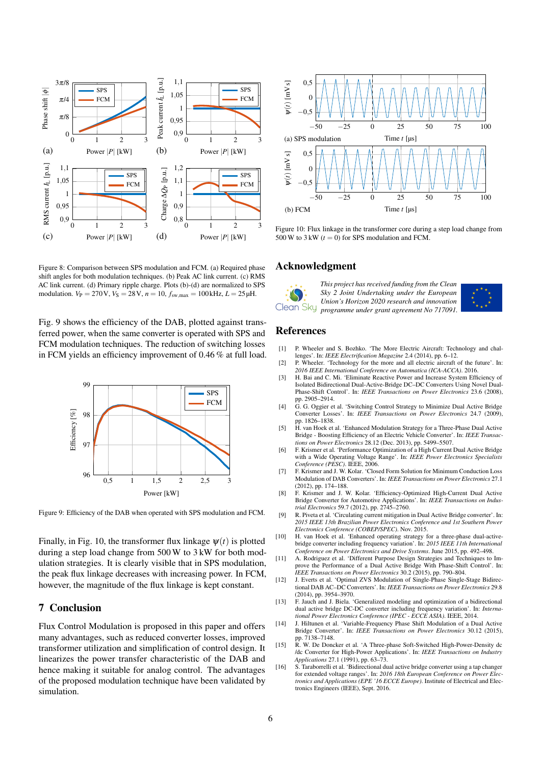(a)

Phase shift $|\phi|$

$3\pi/8$

$\pi/4$

$\pi/8$

0

0 1 2 3

Power $|P|$ [kW]

SPS

FCM

(b)

Peak current $\hat{I}_L$ [p.u.]

1,1

1,05

1

0,95

0,9

0 1 2 3

Power $|P|$ [kW]

SPS

FCM

(c)

RMS current $I_L$ [p.u.]

1,1

1,05

1

0,95

0,9

0 1 2 3

Power $|P|$ [kW]

SPS

FCM

(d)

Charge $\Delta Q_P$ [p.u.]

1,2

1,1

1

0,9

0,8

0 1 2 3

Power $|P|$ [kW]

SPS

FCM

Figure 8: Comparison between SPS modulation and FCM. (a) Required phase shift angles for both modulation techniques. (b) Peak AC link current. (c) RMS AC link current. (d) Primary ripple charge. Plots (b)-(d) are normalized to SPS modulation. $V_P = 270\,V$, $V_S = 28\,V$, $n = 10$, $f_{sw,max} = 100\,kHz$, $L = 25\,\mu H$.

Fig. 9 shows the efficiency of the DAB, plotted against transferred power, when the same converter is operated with SPS and FCM modulation techniques. The reduction of switching losses in FCM yields an efficiency improvement of 0.46 % at full load.

Efficiency [%]

99

98

97

96

0,5 1 1,5 2 2,5 3

Power [kW]

SPS

FCM

Figure 9: Efficiency of the DAB when operated with SPS modulation and FCM.

Finally, in Fig. 10, the transformer flux linkage $\psi(t)$ is plotted during a step load change from 500 W to 3 kW for both modulation strategies. It is clearly visible that in SPS modulation, the peak flux linkage decreases with increasing power. In FCM, however, the magnitude of the flux linkage is kept constant.

## 7 Conclusion

Flux Control Modulation is proposed in this paper and offers many advantages, such as reduced converter losses, improved transformer utilization and simplification of control design. It linearizes the power transfer characteristic of the DAB and hence making it suitable for analog control. The advantages of the proposed modulation technique have been validated by simulation.

$\psi(t)$ [mV s]

0,5

0

−0,5

−50 −25 0 25 50 75 100

(a) SPS modulation

Time $t$ [µs]

$\psi(t)$ [mV s]

0,5

0

−0,5

−50 −25 0 25 50 75 100

(b) FCM

Time $t$ [µs]

Figure 10: Flux linkage in the transformer core during a step load change from 500 W to 3 kW ($t = 0$) for SPS modulation and FCM.

## Acknowledgment

*This project has received funding from the Clean Sky 2 Joint Undertaking under the European Union's Horizon 2020 research and innovation programme under grant agreement No 717091.*

## References

[1] P. Wheeler and S. Bozhko. 'The More Electric Aircraft: Technology and challenges'. In: *IEEE Electrification Magazine* 2.4 (2014), pp. 6–12.

[2] P. Wheeler. 'Technology for the more and all electric aircraft of the future'. In: *2016 IEEE International Conference on Automatica (ICA-ACCA)*. 2016.

[3] H. Bai and C. Mi. 'Eliminate Reactive Power and Increase System Efficiency of Isolated Bidirectional Dual-Active-Bridge DC–DC Converters Using Novel Dual-Phase-Shift Control'. In: *IEEE Transactions on Power Electronics* 23.6 (2008), pp. 2905–2914.

[4] G. G. Oggier et al. 'Switching Control Strategy to Minimize Dual Active Bridge Converter Losses'. In: *IEEE Transactions on Power Electronics* 24.7 (2009), pp. 1826–1838.

[5] H. van Hoek et al. 'Enhanced Modulation Strategy for a Three-Phase Dual Active Bridge - Boosting Efficiency of an Electric Vehicle Converter'. In: *IEEE Transactions on Power Electronics* 28.12 (Dec. 2013), pp. 5499–5507.

[6] F. Krismer et al. 'Performance Optimization of a High Current Dual Active Bridge with a Wide Operating Voltage Range'. In: *IEEE Power Electronics Specialists Conference (PESC)*. IEEE, 2006.

[7] F. Krismer and J. W. Kolar. 'Closed Form Solution for Minimum Conduction Loss Modulation of DAB Converters'. In: *IEEE Transactions on Power Electronics* 27.1 (2012), pp. 174–188.

[8] F. Krismer and J. W. Kolar. 'Efficiency-Optimized High-Current Dual Active Bridge Converter for Automotive Applications'. In: *IEEE Transactions on Industrial Electronics* 59.7 (2012), pp. 2745–2760.

[9] R. Piveta et al. 'Circulating current mitigation in Dual Active Bridge converter'. In: *2015 IEEE 13th Brazilian Power Electronics Conference and 1st Southern Power Electronics Conference (COBEP/SPEC)*. Nov. 2015.

[10] H. van Hoek et al. 'Enhanced operating strategy for a three-phase dual-active-bridge converter including frequency variation'. In: *2015 IEEE 11th International Conference on Power Electronics and Drive Systems*. June 2015, pp. 492–498.

[11] A. Rodriguez et al. 'Different Purpose Design Strategies and Techniques to Improve the Performance of a Dual Active Bridge With Phase-Shift Control'. In: *IEEE Transactions on Power Electronics* 30.2 (2015), pp. 790–804.

[12] J. Everts et al. 'Optimal ZVS Modulation of Single-Phase Single-Stage Bidirectional DAB AC–DC Converters'. In: *IEEE Transactions on Power Electronics* 29.8 (2014), pp. 3954–3970.

[13] F. Jauch and J. Biela. 'Generalized modeling and optimization of a bidirectional dual active bridge DC-DC converter including frequency variation'. In: *International Power Electronics Conference (IPEC - ECCE ASIA)*. IEEE, 2014.

[14] J. Hiltunen et al. 'Variable-Frequency Phase Shift Modulation of a Dual Active Bridge Converter'. In: *IEEE Transactions on Power Electronics* 30.12 (2015), pp. 7138–7148.

[15] R. W. De Doncker et al. 'A Three-phase Soft-Switched High-Power-Density dc /dc Converter for High-Power Applications'. In: *IEEE Transactions on Industry Applications* 27.1 (1991), pp. 63–73.

[16] S. Taraborrelli et al. 'Bidirectional dual active bridge converter using a tap changer for extended voltage ranges'. In: *2016 18th European Conference on Power Electronics and Applications (EPE '16 ECCE Europe)*. Institute of Electrical and Electronics Engineers (IEEE), Sept. 2016.